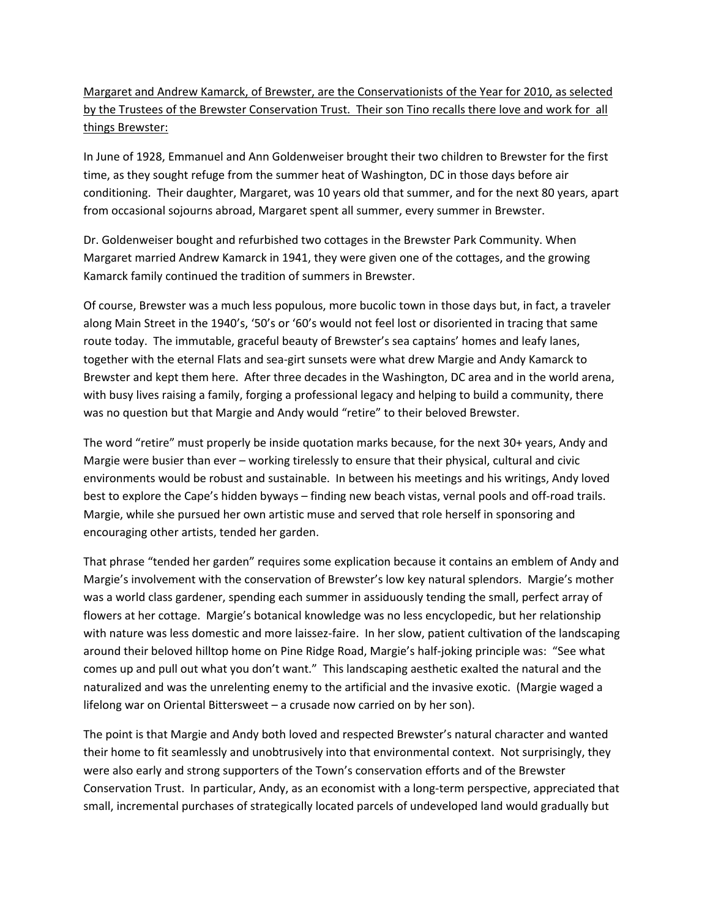<u>Margaret and Andrew Kamarck, of Brewster, are the Conservationists of the Year for 2010, as selected by the Trustees of the Brewster Conservation Trust. Their son Tino recalls there love and work for all things Brewster:</u>

In June of 1928, Emmanuel and Ann Goldenweiser brought their two children to Brewster for the first time, as they sought refuge from the summer heat of Washington, DC in those days before air conditioning. Their daughter, Margaret, was 10 years old that summer, and for the next 80 years, apart from occasional sojourns abroad, Margaret spent all summer, every summer in Brewster.

Dr. Goldenweiser bought and refurbished two cottages in the Brewster Park Community. When Margaret married Andrew Kamarck in 1941, they were given one of the cottages, and the growing Kamarck family continued the tradition of summers in Brewster.

Of course, Brewster was a much less populous, more bucolic town in those days but, in fact, a traveler along Main Street in the 1940's, '50's or '60's would not feel lost or disoriented in tracing that same route today. The immutable, graceful beauty of Brewster's sea captains' homes and leafy lanes, together with the eternal Flats and sea-girt sunsets were what drew Margie and Andy Kamarck to Brewster and kept them here. After three decades in the Washington, DC area and in the world arena, with busy lives raising a family, forging a professional legacy and helping to build a community, there was no question but that Margie and Andy would "retire" to their beloved Brewster.

The word "retire" must properly be inside quotation marks because, for the next 30+ years, Andy and Margie were busier than ever – working tirelessly to ensure that their physical, cultural and civic environments would be robust and sustainable. In between his meetings and his writings, Andy loved best to explore the Cape's hidden byways – finding new beach vistas, vernal pools and off-road trails. Margie, while she pursued her own artistic muse and served that role herself in sponsoring and encouraging other artists, tended her garden.

That phrase "tended her garden" requires some explication because it contains an emblem of Andy and Margie's involvement with the conservation of Brewster's low key natural splendors. Margie's mother was a world class gardener, spending each summer in assiduously tending the small, perfect array of flowers at her cottage. Margie's botanical knowledge was no less encyclopedic, but her relationship with nature was less domestic and more laissez-faire. In her slow, patient cultivation of the landscaping around their beloved hilltop home on Pine Ridge Road, Margie's half-joking principle was: "See what comes up and pull out what you don't want." This landscaping aesthetic exalted the natural and the naturalized and was the unrelenting enemy to the artificial and the invasive exotic. (Margie waged a lifelong war on Oriental Bittersweet – a crusade now carried on by her son).

The point is that Margie and Andy both loved and respected Brewster's natural character and wanted their home to fit seamlessly and unobtrusively into that environmental context. Not surprisingly, they were also early and strong supporters of the Town's conservation efforts and of the Brewster Conservation Trust. In particular, Andy, as an economist with a long-term perspective, appreciated that small, incremental purchases of strategically located parcels of undeveloped land would gradually but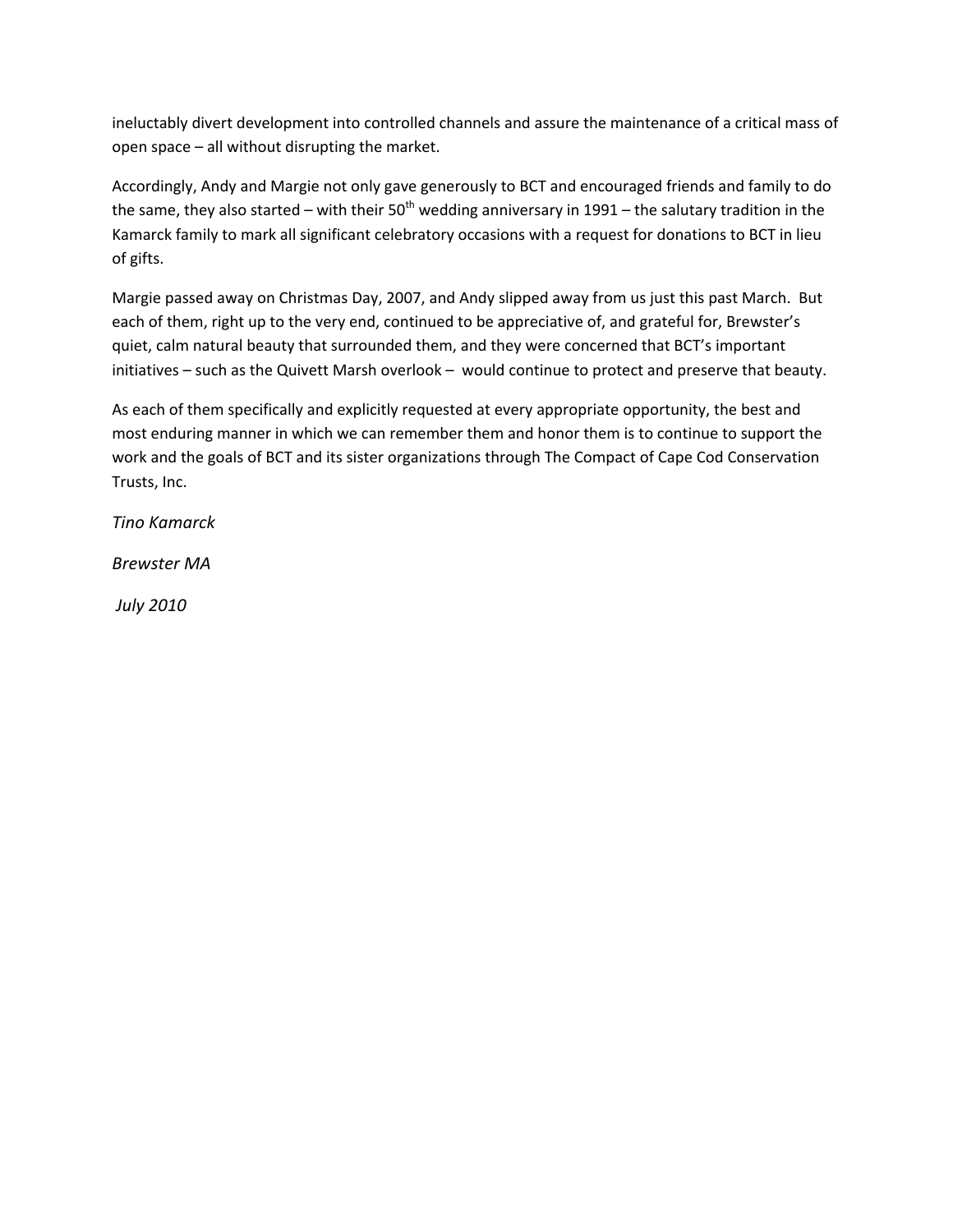ineluctably divert development into controlled channels and assure the maintenance of a critical mass of open space – all without disrupting the market.

Accordingly, Andy and Margie not only gave generously to BCT and encouraged friends and family to do the same, they also started – with their 50th wedding anniversary in 1991 – the salutary tradition in the Kamarck family to mark all significant celebratory occasions with a request for donations to BCT in lieu of gifts.

Margie passed away on Christmas Day, 2007, and Andy slipped away from us just this past March. But each of them, right up to the very end, continued to be appreciative of, and grateful for, Brewster's quiet, calm natural beauty that surrounded them, and they were concerned that BCT's important initiatives – such as the Quivett Marsh overlook – would continue to protect and preserve that beauty.

As each of them specifically and explicitly requested at every appropriate opportunity, the best and most enduring manner in which we can remember them and honor them is to continue to support the work and the goals of BCT and its sister organizations through The Compact of Cape Cod Conservation Trusts, Inc.

*Tino Kamarck*

*Brewster MA*

*July 2010*